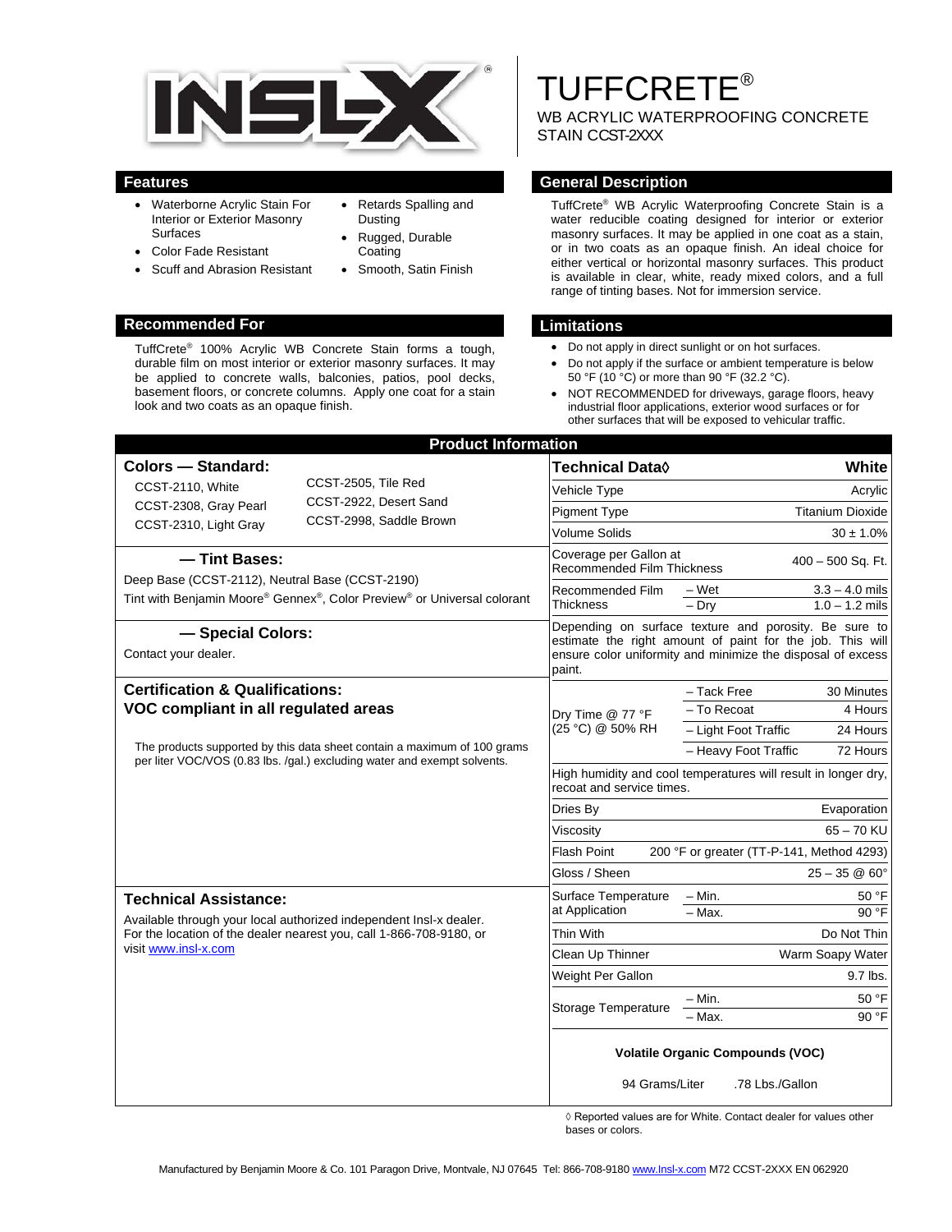# TUFFCRETE®

WB ACRYLIC WATERPROOFING CONCRETE STAIN CCST-2XXX

## Features

- Waterborne Acrylic Stain For Interior or Exterior Masonry Surfaces
- Color Fade Resistant
- Scuff and Abrasion Resistant
- Retards Spalling and Dusting
- Rugged, Durable Coating
- Smooth, Satin Finish

## General Description

TuffCrete® WB Acrylic Waterproofing Concrete Stain is a water reducible coating designed for interior or exterior masonry surfaces. It may be applied in one coat as a stain, or in two coats as an opaque finish. An ideal choice for either vertical or horizontal masonry surfaces. This product is available in clear, white, ready mixed colors, and a full range of tinting bases. Not for immersion service.

## Recommended For

TuffCrete® 100% Acrylic WB Concrete Stain forms a tough, durable film on most interior or exterior masonry surfaces. It may be applied to concrete walls, balconies, patios, pool decks, basement floors, or concrete columns. Apply one coat for a stain look and two coats as an opaque finish.

## Limitations

- Do not apply in direct sunlight or on hot surfaces.
- Do not apply if the surface or ambient temperature is below 50 °F (10 °C) or more than 90 °F (32.2 °C).
- NOT RECOMMENDED for driveways, garage floors, heavy industrial floor applications, exterior wood surfaces or for other surfaces that will be exposed to vehicular traffic.

## Product Information

### Colors — Standard:

- CCST-2110, White
- CCST-2308, Gray Pearl
- CCST-2310, Light Gray
- CCST-2505, Tile Red
- CCST-2922, Desert Sand
- CCST-2998, Saddle Brown

### — Tint Bases:

Deep Base (CCST-2112), Neutral Base (CCST-2190)

Tint with Benjamin Moore® Gennex®, Color Preview® or Universal colorant

### — Special Colors:

Contact your dealer.

### Certification & Qualifications:

**VOC compliant in all regulated areas**

The products supported by this data sheet contain a maximum of 100 grams per liter VOC/VOS (0.83 lbs. /gal.) excluding water and exempt solvents.

### Technical Assistance:

Available through your local authorized independent Insl-x dealer. For the location of the dealer nearest you, call 1-866-708-9180, or visit www.insl-x.com

| Technical Data◊ | | White |
|---|---|---|
| Vehicle Type | | Acrylic |
| Pigment Type | | Titanium Dioxide |
| Volume Solids | | 30 ± 1.0% |
| Coverage per Gallon at Recommended Film Thickness | | 400 – 500 Sq. Ft. |
| Recommended Film Thickness | – Wet | 3.3 – 4.0 mils |
| | – Dry | 1.0 – 1.2 mils |
| Depending on surface texture and porosity. Be sure to estimate the right amount of paint for the job. This will ensure color uniformity and minimize the disposal of excess paint. | | |
| Dry Time @ 77 °F (25 °C) @ 50% RH | – Tack Free | 30 Minutes |
| | – To Recoat | 4 Hours |
| | – Light Foot Traffic | 24 Hours |
| | – Heavy Foot Traffic | 72 Hours |
| High humidity and cool temperatures will result in longer dry, recoat and service times. | | |
| Dries By | | Evaporation |
| Viscosity | | 65 – 70 KU |
| Flash Point | | 200 °F or greater (TT-P-141, Method 4293) |
| Gloss / Sheen | | 25 – 35 @ 60° |
| Surface Temperature at Application | – Min. | 50 °F |
| | – Max. | 90 °F |
| Thin With | | Do Not Thin |
| Clean Up Thinner | | Warm Soapy Water |
| Weight Per Gallon | | 9.7 lbs. |
| Storage Temperature | – Min. | 50 °F |
| | – Max. | 90 °F |

**Volatile Organic Compounds (VOC)**

94 Grams/Liter .78 Lbs./Gallon

◊ Reported values are for White. Contact dealer for values other bases or colors.

Manufactured by Benjamin Moore & Co. 101 Paragon Drive, Montvale, NJ 07645 Tel: 866-708-9180 www.Insl-x.com M72 CCST-2XXX EN 062920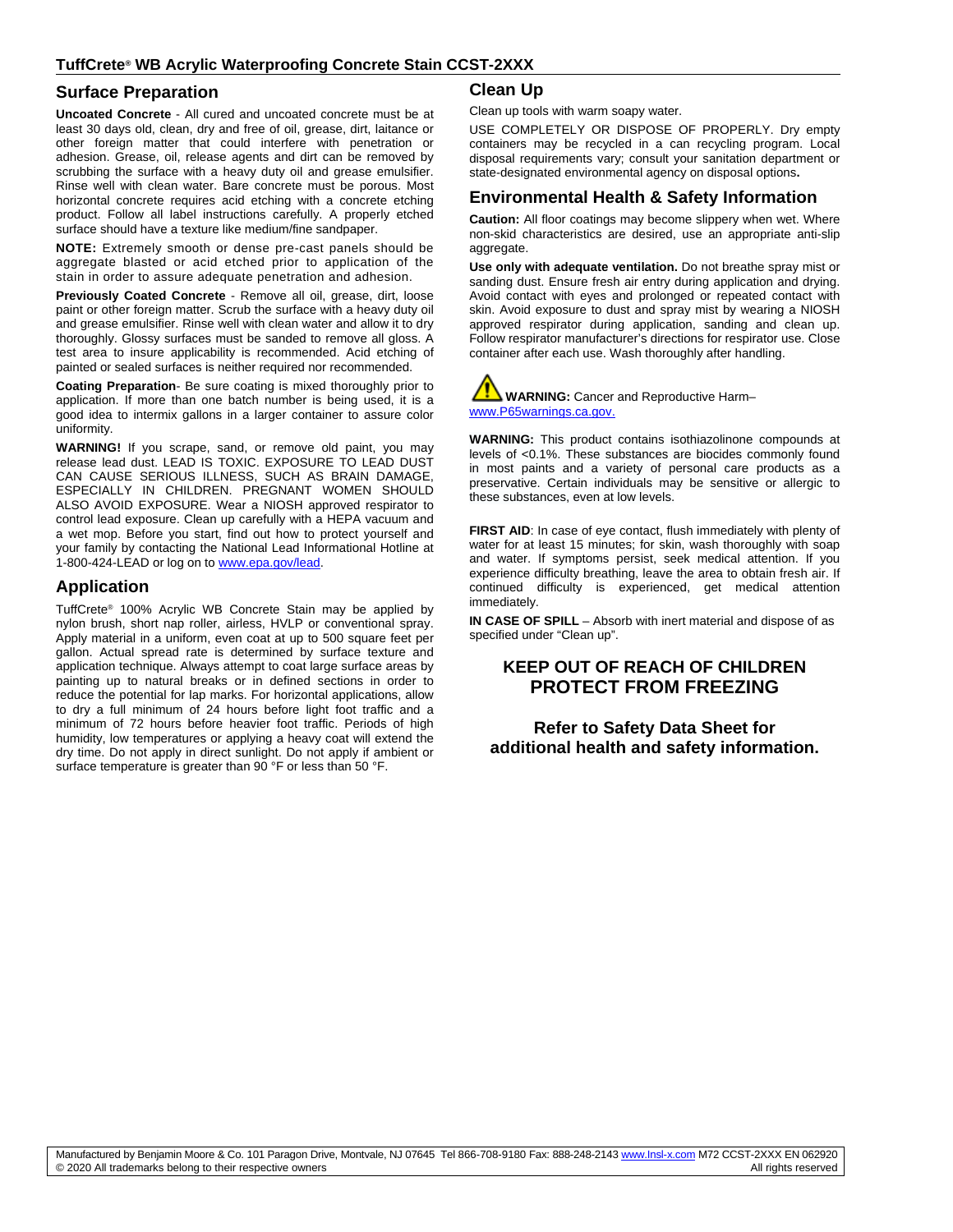## Surface Preparation

**Uncoated Concrete** - All cured and uncoated concrete must be at least 30 days old, clean, dry and free of oil, grease, dirt, laitance or other foreign matter that could interfere with penetration or adhesion. Grease, oil, release agents and dirt can be removed by scrubbing the surface with a heavy duty oil and grease emulsifier. Rinse well with clean water. Bare concrete must be porous. Most horizontal concrete requires acid etching with a concrete etching product. Follow all label instructions carefully. A properly etched surface should have a texture like medium/fine sandpaper.

**NOTE:** Extremely smooth or dense pre-cast panels should be aggregate blasted or acid etched prior to application of the stain in order to assure adequate penetration and adhesion.

**Previously Coated Concrete** - Remove all oil, grease, dirt, loose paint or other foreign matter. Scrub the surface with a heavy duty oil and grease emulsifier. Rinse well with clean water and allow it to dry thoroughly. Glossy surfaces must be sanded to remove all gloss. A test area to insure applicability is recommended. Acid etching of painted or sealed surfaces is neither required nor recommended.

**Coating Preparation**- Be sure coating is mixed thoroughly prior to application. If more than one batch number is being used, it is a good idea to intermix gallons in a larger container to assure color uniformity.

**WARNING!** If you scrape, sand, or remove old paint, you may release lead dust. LEAD IS TOXIC. EXPOSURE TO LEAD DUST CAN CAUSE SERIOUS ILLNESS, SUCH AS BRAIN DAMAGE, ESPECIALLY IN CHILDREN. PREGNANT WOMEN SHOULD ALSO AVOID EXPOSURE. Wear a NIOSH approved respirator to control lead exposure. Clean up carefully with a HEPA vacuum and a wet mop. Before you start, find out how to protect yourself and your family by contacting the National Lead Informational Hotline at 1-800-424-LEAD or log on to www.epa.gov/lead.

## Application

TuffCrete® 100% Acrylic WB Concrete Stain may be applied by nylon brush, short nap roller, airless, HVLP or conventional spray. Apply material in a uniform, even coat at up to 500 square feet per gallon. Actual spread rate is determined by surface texture and application technique. Always attempt to coat large surface areas by painting up to natural breaks or in defined sections in order to reduce the potential for lap marks. For horizontal applications, allow to dry a full minimum of 24 hours before light foot traffic and a minimum of 72 hours before heavier foot traffic. Periods of high humidity, low temperatures or applying a heavy coat will extend the dry time. Do not apply in direct sunlight. Do not apply if ambient or surface temperature is greater than 90 °F or less than 50 °F.

## Clean Up

Clean up tools with warm soapy water.

USE COMPLETELY OR DISPOSE OF PROPERLY. Dry empty containers may be recycled in a can recycling program. Local disposal requirements vary; consult your sanitation department or state-designated environmental agency on disposal options**.**

## Environmental Health & Safety Information

**Caution:** All floor coatings may become slippery when wet. Where non-skid characteristics are desired, use an appropriate anti-slip aggregate.

**Use only with adequate ventilation.** Do not breathe spray mist or sanding dust. Ensure fresh air entry during application and drying. Avoid contact with eyes and prolonged or repeated contact with skin. Avoid exposure to dust and spray mist by wearing a NIOSH approved respirator during application, sanding and clean up. Follow respirator manufacturer's directions for respirator use. Close container after each use. Wash thoroughly after handling.

**WARNING:** Cancer and Reproductive Harm– www.P65warnings.ca.gov.

**WARNING:** This product contains isothiazolinone compounds at levels of <0.1%. These substances are biocides commonly found in most paints and a variety of personal care products as a preservative. Certain individuals may be sensitive or allergic to these substances, even at low levels.

**FIRST AID**: In case of eye contact, flush immediately with plenty of water for at least 15 minutes; for skin, wash thoroughly with soap and water. If symptoms persist, seek medical attention. If you experience difficulty breathing, leave the area to obtain fresh air. If continued difficulty is experienced, get medical attention immediately.

**IN CASE OF SPILL** – Absorb with inert material and dispose of as specified under "Clean up".

**KEEP OUT OF REACH OF CHILDREN**
**PROTECT FROM FREEZING**

**Refer to Safety Data Sheet for additional health and safety information.**

Manufactured by Benjamin Moore & Co. 101 Paragon Drive, Montvale, NJ 07645 Tel 866-708-9180 Fax: 888-248-2143 www.lnsl-x.com M72 CCST-2XXX EN 062920
© 2020 All trademarks belong to their respective owners All rights reserved